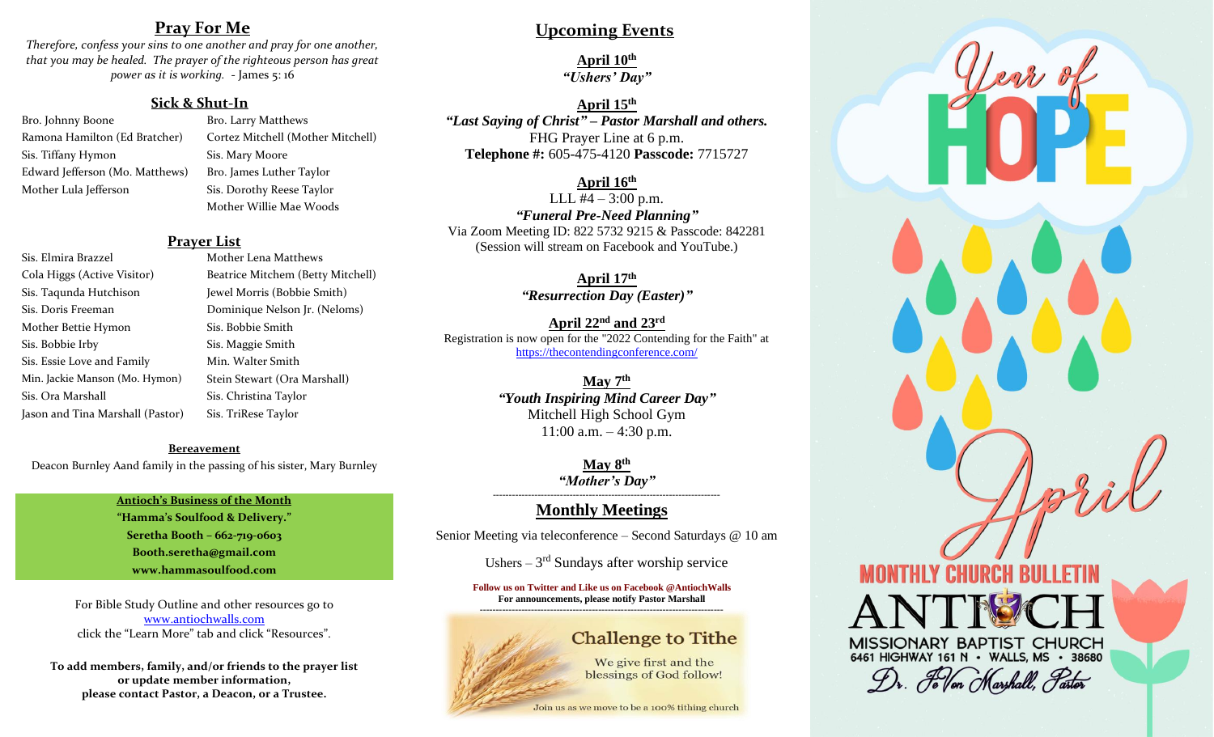## Pray For Me

*Therefore, confess your sins to one another and pray for one another, that you may be healed. The prayer of the righteous person has great power as it is working.* - James 5: 16

### Sick & Shut-In

- Bro. Johnny Boone
- Ramona Hamilton (Ed Bratcher)
- Sis. Tiffany Hymon
- Edward Jefferson (Mo. Matthews)
- Mother Lula Jefferson
- Bro. Larry Matthews
- Cortez Mitchell (Mother Mitchell)
- Sis. Mary Moore
- Bro. James Luther Taylor
- Sis. Dorothy Reese Taylor
- Mother Willie Mae Woods

### Prayer List

- Sis. Elmira Brazzel
- Cola Higgs (Active Visitor)
- Sis. Taqunda Hutchison
- Sis. Doris Freeman
- Mother Bettie Hymon
- Sis. Bobbie Irby
- Sis. Essie Love and Family
- Min. Jackie Manson (Mo. Hymon)
- Sis. Ora Marshall
- Jason and Tina Marshall (Pastor)
- Mother Lena Matthews
- Beatrice Mitchem (Betty Mitchell)
- Jewel Morris (Bobbie Smith)
- Dominique Nelson Jr. (Neloms)
- Sis. Bobbie Smith
- Sis. Maggie Smith
- Min. Walter Smith
- Stein Stewart (Ora Marshall)
- Sis. Christina Taylor
- Sis. TriRese Taylor

#### Bereavement

Deacon Burnley Aand family in the passing of his sister, Mary Burnley

**Antioch's Business of the Month**
**"Hamma's Soulfood & Delivery."**
**Seretha Booth – 662-719-0603**
**Booth.seretha@gmail.com**
**www.hammasoulfood.com**

For Bible Study Outline and other resources go to www.antiochwalls.com click the "Learn More" tab and click "Resources".

**To add members, family, and/or friends to the prayer list or update member information, please contact Pastor, a Deacon, or a Trustee.**

## Upcoming Events

**April 10th**
***"Ushers' Day"***

**April 15th**
***"Last Saying of Christ" – Pastor Marshall and others.***
FHG Prayer Line at 6 p.m.
**Telephone #:** 605-475-4120 **Passcode:** 7715727

**April 16th**
LLL #4 – 3:00 p.m.
***"Funeral Pre-Need Planning"***
Via Zoom Meeting ID: 822 5732 9215 & Passcode: 842281
(Session will stream on Facebook and YouTube.)

**April 17th**
***"Resurrection Day (Easter)"***

**April 22nd and 23rd**
Registration is now open for the "2022 Contending for the Faith" at https://thecontendingconference.com/

**May 7th**
***"Youth Inspiring Mind Career Day"***
Mitchell High School Gym
11:00 a.m. – 4:30 p.m.

**May 8th**
***"Mother's Day"***

---

## Monthly Meetings

Senior Meeting via teleconference – Second Saturdays @ 10 am

Ushers – 3rd Sundays after worship service

**Follow us on Twitter and Like us on Facebook @AntiochWalls**
**For announcements, please notify Pastor Marshall**

---

**Challenge to Tithe**
We give first and the blessings of God follow!
Join us as we move to be a 100% tithing church

# Year of HOPE

## April

**MONTHLY CHURCH BULLETIN**

# ANTIOCH

MISSIONARY BAPTIST CHURCH
6461 HIGHWAY 161 N • WALLS, MS • 38680

Dr. JeVon Marshall, Pastor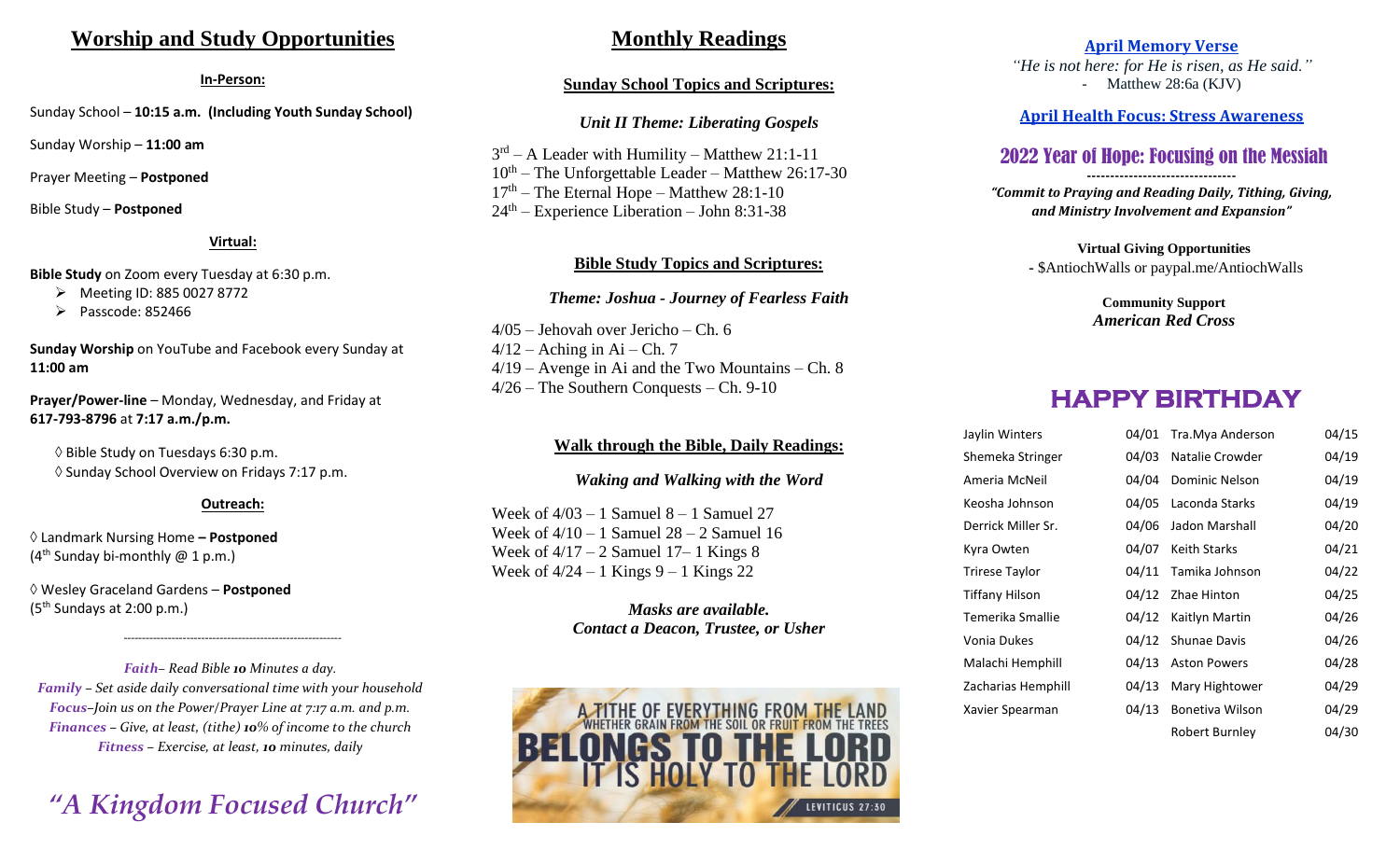## Worship and Study Opportunities

**In-Person:**

Sunday School – **10:15 a.m. (Including Youth Sunday School)**

Sunday Worship – **11:00 am**

Prayer Meeting – **Postponed**

Bible Study – **Postponed**

**Virtual:**

**Bible Study** on Zoom every Tuesday at 6:30 p.m.

- Meeting ID: 885 0027 8772
- Passcode: 852466

**Sunday Worship** on YouTube and Facebook every Sunday at **11:00 am**

**Prayer/Power-line** – Monday, Wednesday, and Friday at **617-793-8796** at **7:17 a.m./p.m.**

◊ Bible Study on Tuesdays 6:30 p.m.
◊ Sunday School Overview on Fridays 7:17 p.m.

**Outreach:**

◊ Landmark Nursing Home **– Postponed**
(4th Sunday bi-monthly @ 1 p.m.)

◊ Wesley Graceland Gardens – **Postponed**
(5th Sundays at 2:00 p.m.)

---

*Faith– Read Bible 10 Minutes a day.*
*Family – Set aside daily conversational time with your household*
*Focus–Join us on the Power/Prayer Line at 7:17 a.m. and p.m.*
*Finances – Give, at least, (tithe) 10% of income to the church*
*Fitness – Exercise, at least, 10 minutes, daily*

*"A Kingdom Focused Church"*

## Monthly Readings

### Sunday School Topics and Scriptures:

*Unit II Theme: Liberating Gospels*

3rd – A Leader with Humility – Matthew 21:1-11
10th – The Unforgettable Leader – Matthew 26:17-30
17th – The Eternal Hope – Matthew 28:1-10
24th – Experience Liberation – John 8:31-38

### Bible Study Topics and Scriptures:

*Theme: Joshua - Journey of Fearless Faith*

4/05 – Jehovah over Jericho – Ch. 6
4/12 – Aching in Ai – Ch. 7
4/19 – Avenge in Ai and the Two Mountains – Ch. 8
4/26 – The Southern Conquests – Ch. 9-10

### Walk through the Bible, Daily Readings:

*Waking and Walking with the Word*

Week of 4/03 – 1 Samuel 8 – 1 Samuel 27
Week of 4/10 – 1 Samuel 28 – 2 Samuel 16
Week of 4/17 – 2 Samuel 17– 1 Kings 8
Week of 4/24 – 1 Kings 9 – 1 Kings 22

***Masks are available.***
***Contact a Deacon, Trustee, or Usher***

A TITHE OF EVERYTHING FROM THE LAND
WHETHER GRAIN FROM THE SOIL OR FRUIT FROM THE TREES
BELONGS TO THE LORD
IT IS HOLY TO THE LORD
LEVITICUS 27:30

**April Memory Verse**

*"He is not here: for He is risen, as He said."*
- Matthew 28:6a (KJV)

**April Health Focus: Stress Awareness**

## 2022 Year of Hope: Focusing on the Messiah

---

***"Commit to Praying and Reading Daily, Tithing, Giving, and Ministry Involvement and Expansion"***

**Virtual Giving Opportunities**
- $AntiochWalls or paypal.me/AntiochWalls

**Community Support**
***American Red Cross***

## HAPPY BIRTHDAY

| | | | |
|---|---|---|---|
| Jaylin Winters | 04/01 | Tra.Mya Anderson | 04/15 |
| Shemeka Stringer | 04/03 | Natalie Crowder | 04/19 |
| Ameria McNeil | 04/04 | Dominic Nelson | 04/19 |
| Keosha Johnson | 04/05 | Laconda Starks | 04/19 |
| Derrick Miller Sr. | 04/06 | Jadon Marshall | 04/20 |
| Kyra Owten | 04/07 | Keith Starks | 04/21 |
| Trirese Taylor | 04/11 | Tamika Johnson | 04/22 |
| Tiffany Hilson | 04/12 | Zhae Hinton | 04/25 |
| Temerika Smallie | 04/12 | Kaitlyn Martin | 04/26 |
| Vonia Dukes | 04/12 | Shunae Davis | 04/26 |
| Malachi Hemphill | 04/13 | Aston Powers | 04/28 |
| Zacharias Hemphill | 04/13 | Mary Hightower | 04/29 |
| Xavier Spearman | 04/13 | Bonetiva Wilson | 04/29 |
| | | Robert Burnley | 04/30 |